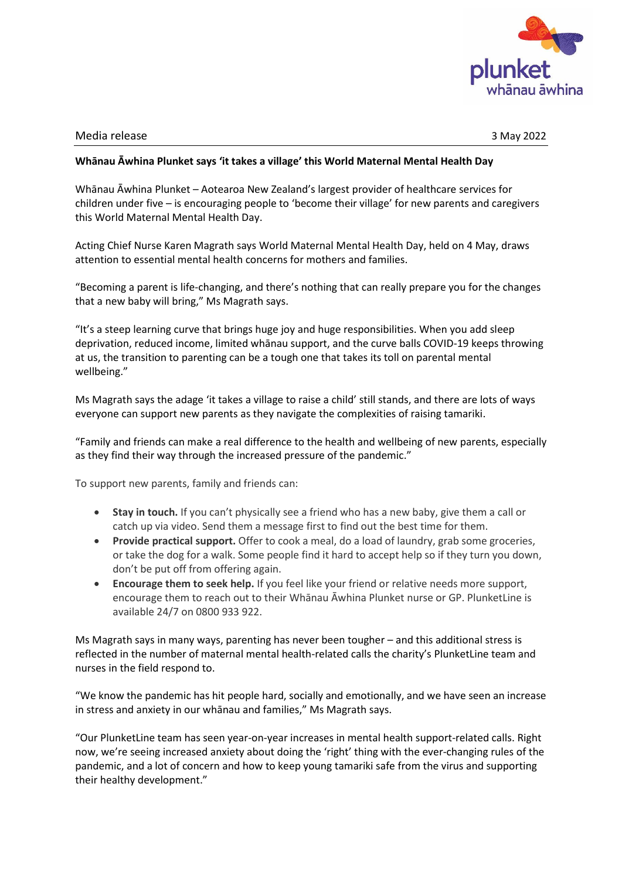Media release 3 May 2022

**Whānau Āwhina Plunket says 'it takes a village' this World Maternal Mental Health Day**

Whānau Āwhina Plunket – Aotearoa New Zealand's largest provider of healthcare services for children under five – is encouraging people to 'become their village' for new parents and caregivers this World Maternal Mental Health Day.

Acting Chief Nurse Karen Magrath says World Maternal Mental Health Day, held on 4 May, draws attention to essential mental health concerns for mothers and families.

"Becoming a parent is life-changing, and there's nothing that can really prepare you for the changes that a new baby will bring," Ms Magrath says.

"It's a steep learning curve that brings huge joy and huge responsibilities. When you add sleep deprivation, reduced income, limited whānau support, and the curve balls COVID-19 keeps throwing at us, the transition to parenting can be a tough one that takes its toll on parental mental wellbeing."

Ms Magrath says the adage 'it takes a village to raise a child' still stands, and there are lots of ways everyone can support new parents as they navigate the complexities of raising tamariki.

"Family and friends can make a real difference to the health and wellbeing of new parents, especially as they find their way through the increased pressure of the pandemic."

To support new parents, family and friends can:

- **Stay in touch.** If you can't physically see a friend who has a new baby, give them a call or catch up via video. Send them a message first to find out the best time for them.
- **Provide practical support.** Offer to cook a meal, do a load of laundry, grab some groceries, or take the dog for a walk. Some people find it hard to accept help so if they turn you down, don't be put off from offering again.
- **Encourage them to seek help.** If you feel like your friend or relative needs more support, encourage them to reach out to their Whānau Āwhina Plunket nurse or GP. PlunketLine is available 24/7 on 0800 933 922.

Ms Magrath says in many ways, parenting has never been tougher – and this additional stress is reflected in the number of maternal mental health-related calls the charity's PlunketLine team and nurses in the field respond to.

"We know the pandemic has hit people hard, socially and emotionally, and we have seen an increase in stress and anxiety in our whānau and families," Ms Magrath says.

"Our PlunketLine team has seen year-on-year increases in mental health support-related calls. Right now, we're seeing increased anxiety about doing the 'right' thing with the ever-changing rules of the pandemic, and a lot of concern and how to keep young tamariki safe from the virus and supporting their healthy development."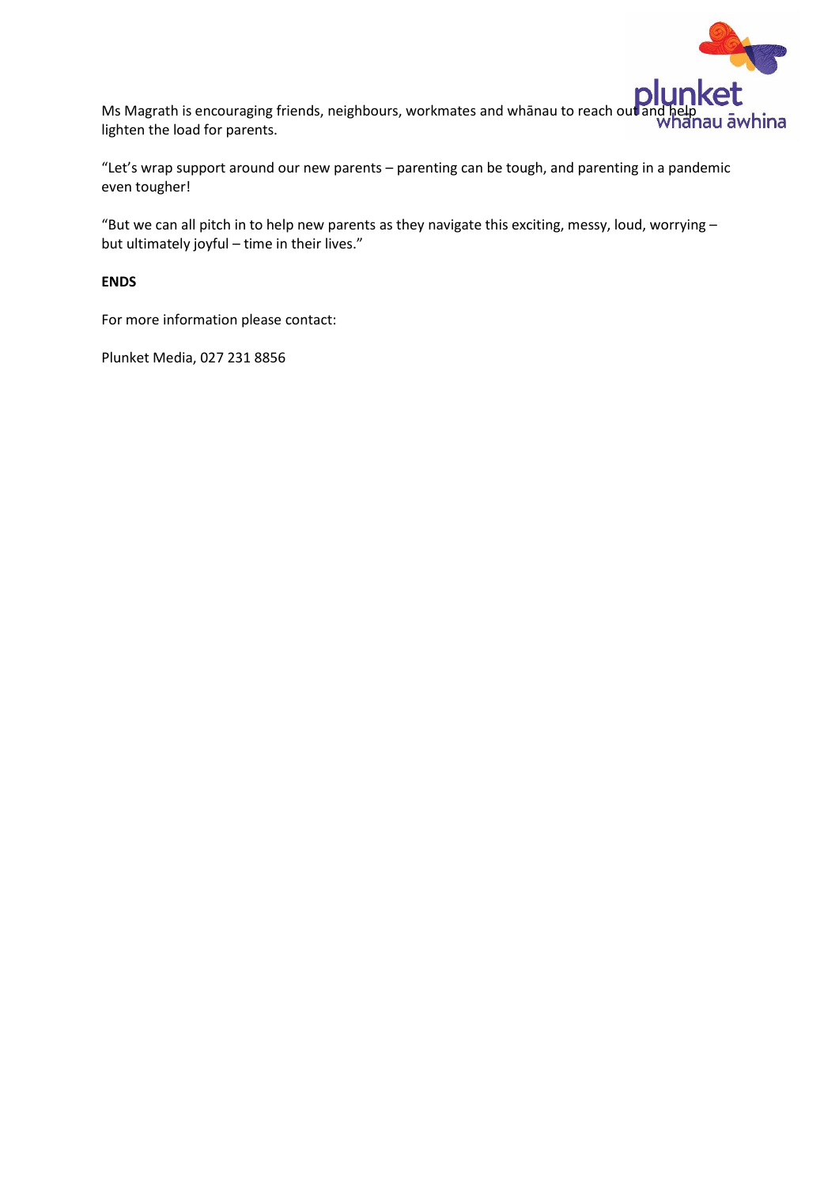Ms Magrath is encouraging friends, neighbours, workmates and whānau to reach out and help lighten the load for parents.

"Let's wrap support around our new parents – parenting can be tough, and parenting in a pandemic even tougher!

"But we can all pitch in to help new parents as they navigate this exciting, messy, loud, worrying – but ultimately joyful – time in their lives."

**ENDS**

For more information please contact:

Plunket Media, 027 231 8856